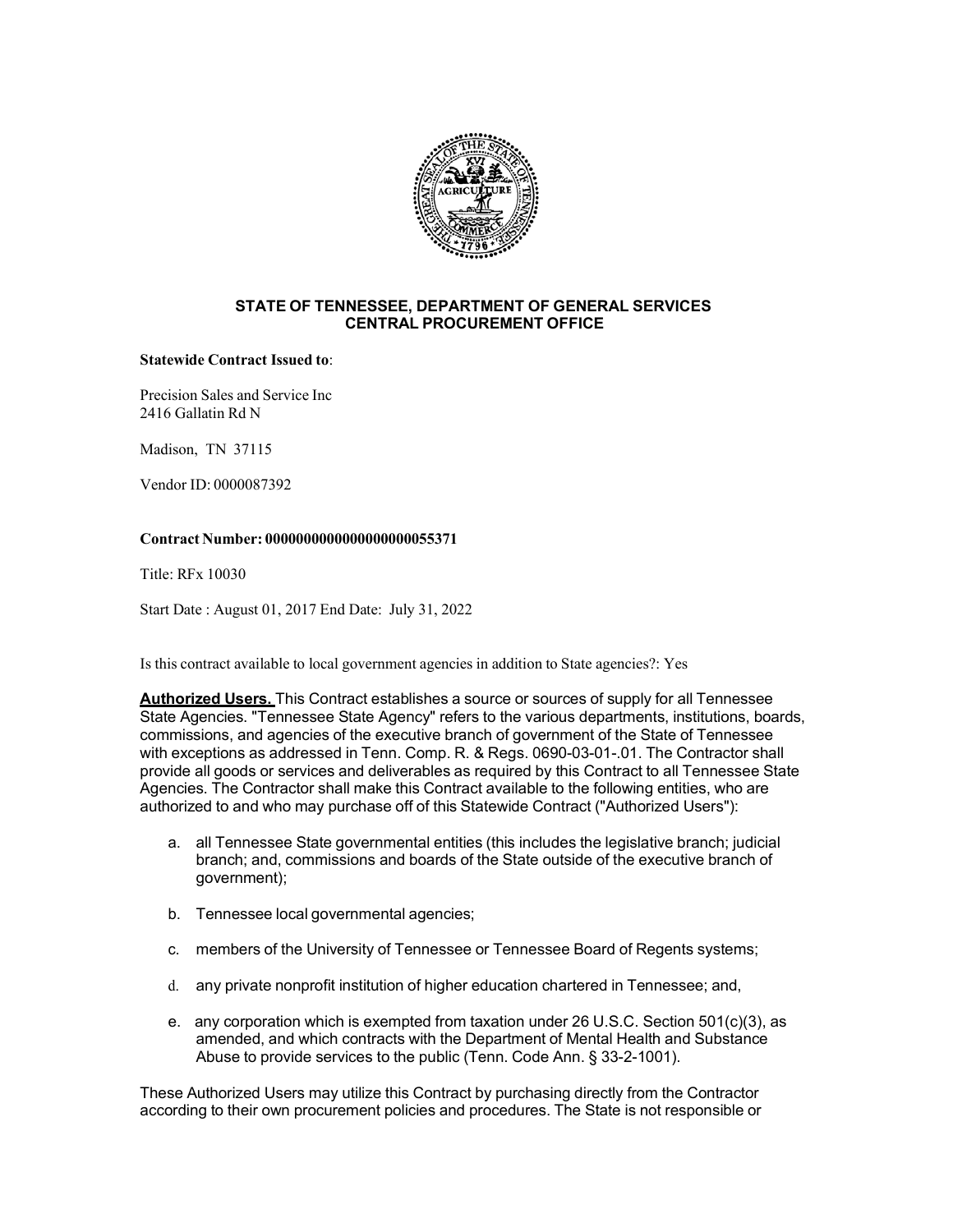## STATE OF TENNESSEE, DEPARTMENT OF GENERAL SERVICES
## CENTRAL PROCUREMENT OFFICE

**Statewide Contract Issued to**:

Precision Sales and Service Inc
2416 Gallatin Rd N

Madison, TN 37115

Vendor ID: 0000087392

**Contract Number: 0000000000000000000055371**

Title: RFx 10030

Start Date : August 01, 2017 End Date: July 31, 2022

Is this contract available to local government agencies in addition to State agencies?: Yes

**Authorized Users.** This Contract establishes a source or sources of supply for all Tennessee State Agencies. "Tennessee State Agency" refers to the various departments, institutions, boards, commissions, and agencies of the executive branch of government of the State of Tennessee with exceptions as addressed in Tenn. Comp. R. & Regs. 0690-03-01-.01. The Contractor shall provide all goods or services and deliverables as required by this Contract to all Tennessee State Agencies. The Contractor shall make this Contract available to the following entities, who are authorized to and who may purchase off of this Statewide Contract ("Authorized Users"):

a. all Tennessee State governmental entities (this includes the legislative branch; judicial branch; and, commissions and boards of the State outside of the executive branch of government);

b. Tennessee local governmental agencies;

c. members of the University of Tennessee or Tennessee Board of Regents systems;

d. any private nonprofit institution of higher education chartered in Tennessee; and,

e. any corporation which is exempted from taxation under 26 U.S.C. Section 501(c)(3), as amended, and which contracts with the Department of Mental Health and Substance Abuse to provide services to the public (Tenn. Code Ann. § 33-2-1001).

These Authorized Users may utilize this Contract by purchasing directly from the Contractor according to their own procurement policies and procedures. The State is not responsible or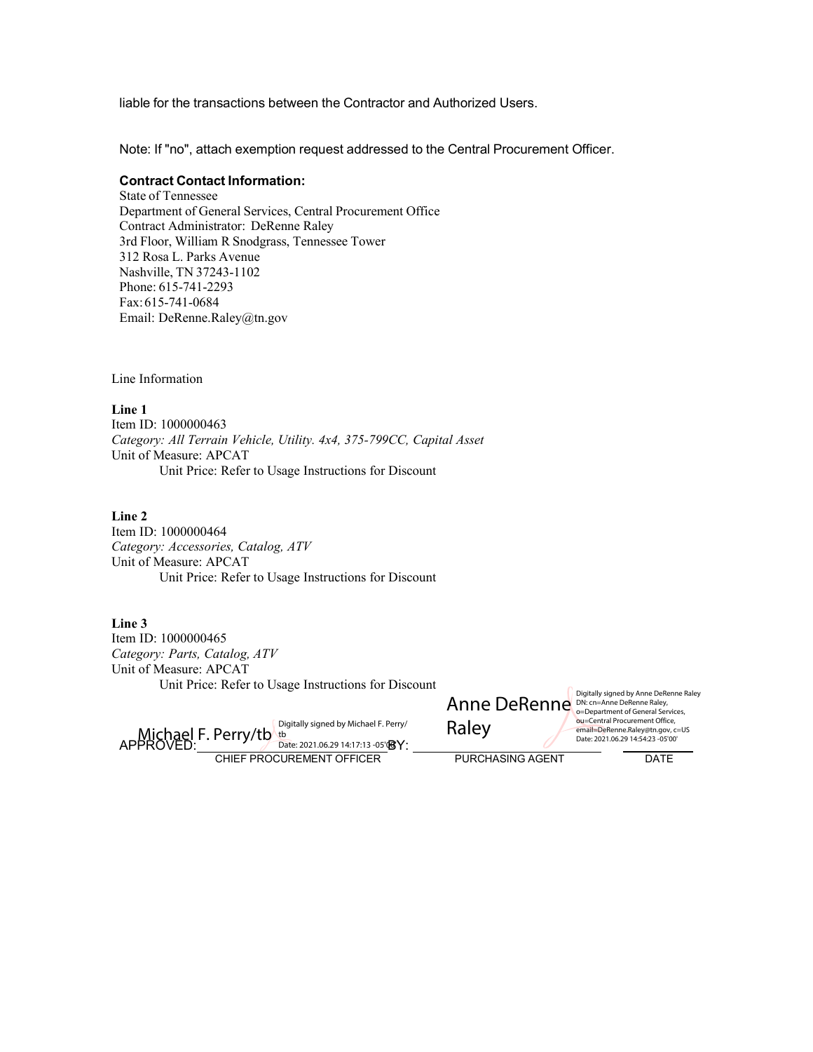liable for the transactions between the Contractor and Authorized Users.

Note: If "no", attach exemption request addressed to the Central Procurement Officer.

**Contract Contact Information:**
State of Tennessee
Department of General Services, Central Procurement Office
Contract Administrator: DeRenne Raley
3rd Floor, William R Snodgrass, Tennessee Tower
312 Rosa L. Parks Avenue
Nashville, TN 37243-1102
Phone: 615-741-2293
Fax: 615-741-0684
Email: DeRenne.Raley@tn.gov

Line Information

**Line 1**
Item ID: 1000000463
*Category: All Terrain Vehicle, Utility. 4x4, 375-799CC, Capital Asset*
Unit of Measure: APCAT
Unit Price: Refer to Usage Instructions for Discount

**Line 2**
Item ID: 1000000464
*Category: Accessories, Catalog, ATV*
Unit of Measure: APCAT
Unit Price: Refer to Usage Instructions for Discount

**Line 3**
Item ID: 1000000465
*Category: Parts, Catalog, ATV*
Unit of Measure: APCAT
Unit Price: Refer to Usage Instructions for Discount

APPROVED: Michael F. Perry/tb (Digitally signed by Michael F. Perry/tb Date: 2021.06.29 14:17:13 -05'00') BY: Anne DeRenne Raley (Digitally signed by Anne DeRenne Raley DN: cn=Anne DeRenne Raley, o=Department of General Services, ou=Central Procurement Office, email=DeRenne.Raley@tn.gov, c=US Date: 2021.06.29 14:54:23 -05'00')

CHIEF PROCUREMENT OFFICER | PURCHASING AGENT | DATE